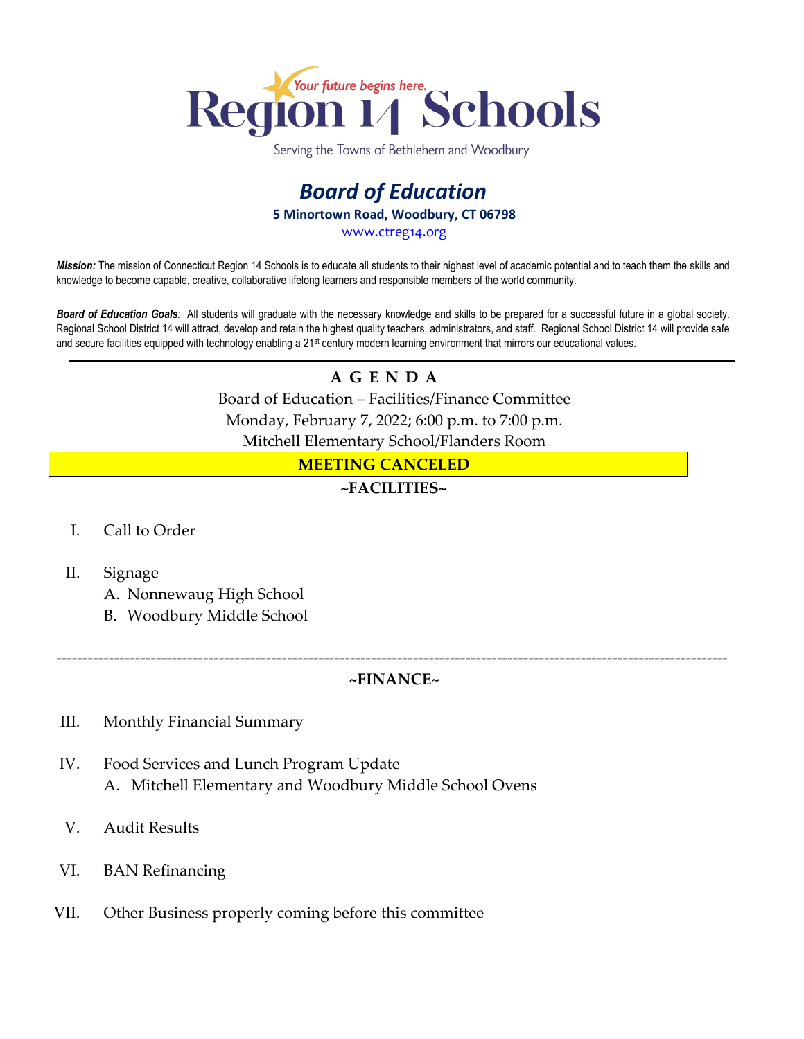# Region 14 Schools

*Your future begins here.*

Serving the Towns of Bethlehem and Woodbury

## *Board of Education*

**5 Minortown Road, Woodbury, CT 06798**

www.ctreg14.org

***Mission:*** The mission of Connecticut Region 14 Schools is to educate all students to their highest level of academic potential and to teach them the skills and knowledge to become capable, creative, collaborative lifelong learners and responsible members of the world community.

***Board of Education Goals**:* All students will graduate with the necessary knowledge and skills to be prepared for a successful future in a global society. Regional School District 14 will attract, develop and retain the highest quality teachers, administrators, and staff. Regional School District 14 will provide safe and secure facilities equipped with technology enabling a 21st century modern learning environment that mirrors our educational values.

---

**A G E N D A**

Board of Education – Facilities/Finance Committee

Monday, February 7, 2022; 6:00 p.m. to 7:00 p.m.

Mitchell Elementary School/Flanders Room

**MEETING CANCELED**

**~FACILITIES~**

I. Call to Order

II. Signage
   A. Nonnewaug High School
   B. Woodbury Middle School

---

**~FINANCE~**

III. Monthly Financial Summary

IV. Food Services and Lunch Program Update
   A. Mitchell Elementary and Woodbury Middle School Ovens

V. Audit Results

VI. BAN Refinancing

VII. Other Business properly coming before this committee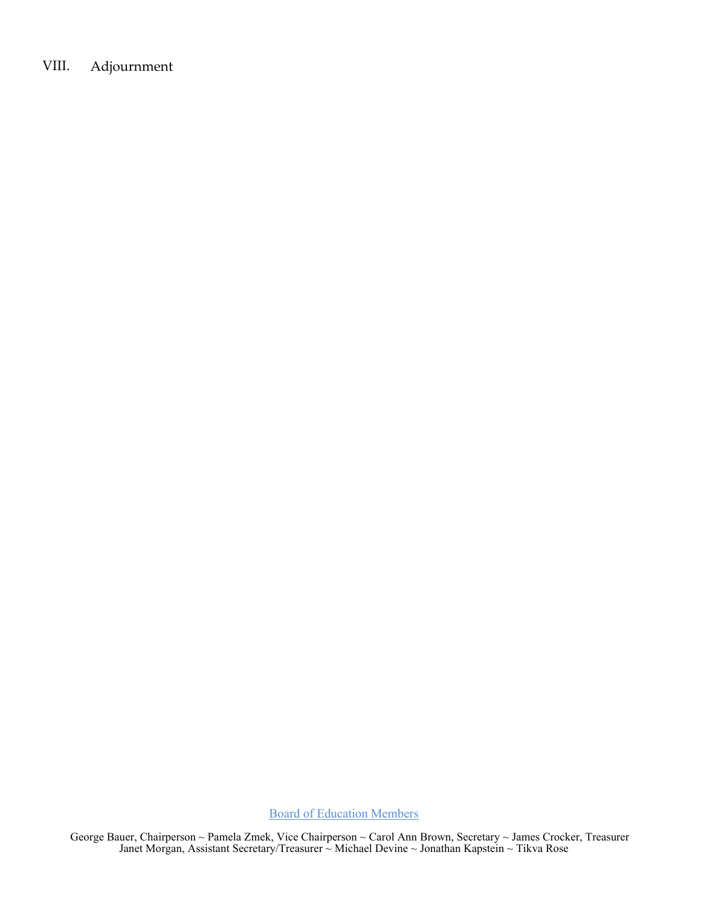VIII. Adjournment

Board of Education Members

George Bauer, Chairperson ~ Pamela Zmek, Vice Chairperson ~ Carol Ann Brown, Secretary ~ James Crocker, Treasurer
Janet Morgan, Assistant Secretary/Treasurer ~ Michael Devine ~ Jonathan Kapstein ~ Tikva Rose